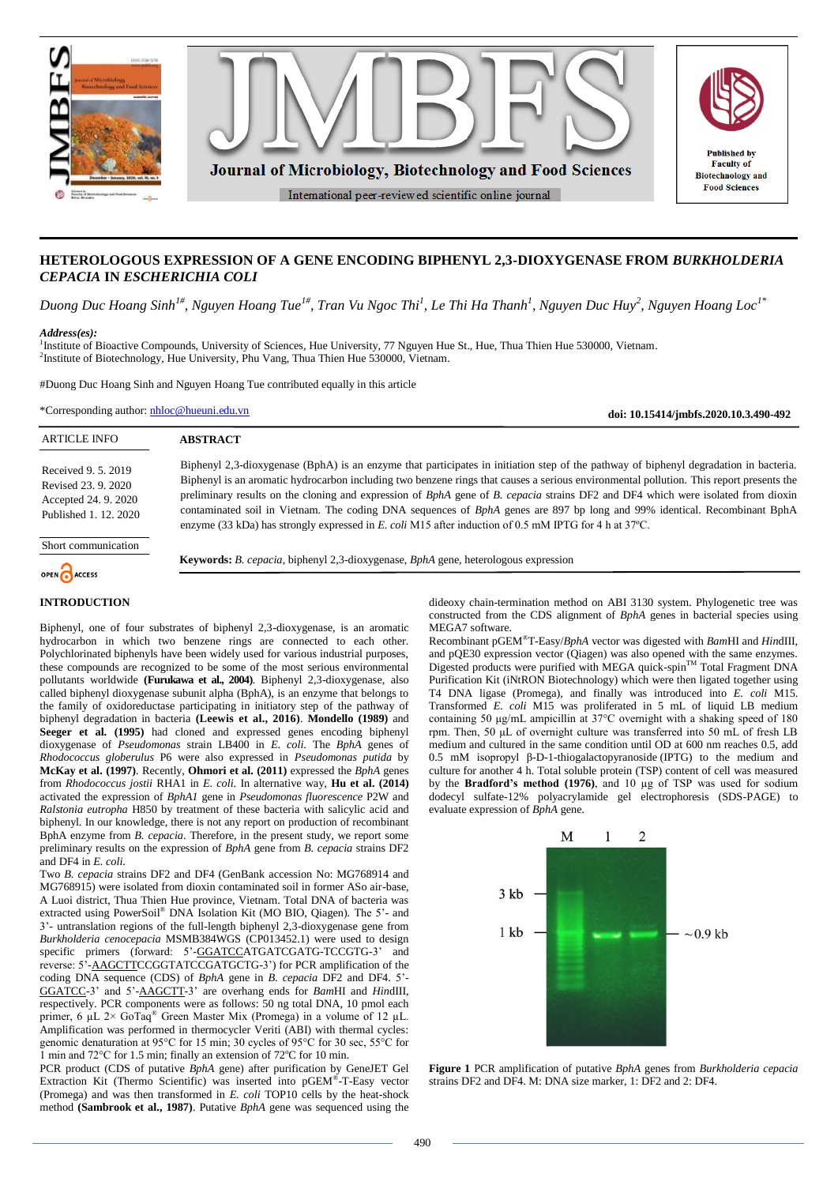# HETEROLOGOUS EXPRESSION OF A GENE ENCODING BIPHENYL 2,3-DIOXYGENASE FROM *BURKHOLDERIA CEPACIA* IN *ESCHERICHIA COLI*

*Duong Duc Hoang Sinh[1#], Nguyen Hoang Tue[1#], Tran Vu Ngoc Thi[1], Le Thi Ha Thanh[1], Nguyen Duc Huy[2], Nguyen Hoang Loc[1*]*

***Address(es):***
[1]Institute of Bioactive Compounds, University of Sciences, Hue University, 77 Nguyen Hue St., Hue, Thua Thien Hue 530000, Vietnam.
[2]Institute of Biotechnology, Hue University, Phu Vang, Thua Thien Hue 530000, Vietnam.

#Duong Duc Hoang Sinh and Nguyen Hoang Tue contributed equally in this article

*Corresponding author: nhloc@hueuni.edu.vn

**doi: 10.15414/jmbfs.2020.10.3.490-492**

| ARTICLE INFO | ABSTRACT |
|---|---|
| Received 9. 5. 2019<br>Revised 23. 9. 2020<br>Accepted 24. 9. 2020<br>Published 1. 12. 2020<br><br>Short communication | Biphenyl 2,3-dioxygenase (BphA) is an enzyme that participates in initiation step of the pathway of biphenyl degradation in bacteria. Biphenyl is an aromatic hydrocarbon including two benzene rings that causes a serious environmental pollution. This report presents the preliminary results on the cloning and expression of *BphA* gene of *B. cepacia* strains DF2 and DF4 which were isolated from dioxin contaminated soil in Vietnam. The coding DNA sequences of *BphA* genes are 897 bp long and 99% identical. Recombinant BphA enzyme (33 kDa) has strongly expressed in *E. coli* M15 after induction of 0.5 mM IPTG for 4 h at 37ºC.<br><br>**Keywords:** *B. cepacia*, biphenyl 2,3-dioxygenase, *BphA* gene, heterologous expression |

## INTRODUCTION

Biphenyl, one of four substrates of biphenyl 2,3-dioxygenase, is an aromatic hydrocarbon in which two benzene rings are connected to each other. Polychlorinated biphenyls have been widely used for various industrial purposes, these compounds are recognized to be some of the most serious environmental pollutants worldwide **(Furukawa et al., 2004)**. Biphenyl 2,3-dioxygenase, also called biphenyl dioxygenase subunit alpha (BphA), is an enzyme that belongs to the family of oxidoreductase participating in initiatory step of the pathway of biphenyl degradation in bacteria **(Leewis et al., 2016)**. **Mondello (1989)** and **Seeger et al. (1995)** had cloned and expressed genes encoding biphenyl dioxygenase of *Pseudomonas* strain LB400 in *E. coli*. The *BphA* genes of *Rhodococcus globerulus* P6 were also expressed in *Pseudomonas putida* by **McKay et al. (1997)**. Recently, **Ohmori et al. (2011)** expressed the *BphA* genes from *Rhodococcus jostii* RHA1 in *E. coli*. In alternative way, **Hu et al. (2014)** activated the expression of *BphA1* gene in *Pseudomonas fluorescence* P2W and *Ralstonia eutropha* H850 by treatment of these bacteria with salicylic acid and biphenyl. In our knowledge, there is not any report on production of recombinant BphA enzyme from *B. cepacia*. Therefore, in the present study, we report some preliminary results on the expression of *BphA* gene from *B. cepacia* strains DF2 and DF4 in *E. coli*.

Two *B. cepacia* strains DF2 and DF4 (GenBank accession No: MG768914 and MG768915) were isolated from dioxin contaminated soil in former ASo air-base, A Luoi district, Thua Thien Hue province, Vietnam. Total DNA of bacteria was extracted using PowerSoil® DNA Isolation Kit (MO BIO, Qiagen). The 5'- and 3'- untranslation regions of the full-length biphenyl 2,3-dioxygenase gene from *Burkholderia cenocepacia* MSMB384WGS (CP013452.1) were used to design specific primers (forward: 5'-GGATCCATGATCGATG-TCCGTG-3' and reverse: 5'-AAGCTTCCGGTATCCGATGCTG-3') for PCR amplification of the coding DNA sequence (CDS) of *BphA* gene in *B. cepacia* DF2 and DF4. 5'-GGATCC-3' and 5'-AAGCTT-3' are overhang ends for *Bam*HI and *Hin*dIII, respectively. PCR components were as follows: 50 ng total DNA, 10 pmol each primer, 6 µL 2× GoTaq® Green Master Mix (Promega) in a volume of 12 µL. Amplification was performed in thermocycler Veriti (ABI) with thermal cycles: genomic denaturation at 95°C for 15 min; 30 cycles of 95°C for 30 sec, 55°C for 1 min and 72°C for 1.5 min; finally an extension of 72ºC for 10 min.

PCR product (CDS of putative *BphA* gene) after purification by GeneJET Gel Extraction Kit (Thermo Scientific) was inserted into pGEM®-T-Easy vector (Promega) and was then transformed in *E. coli* TOP10 cells by the heat-shock method **(Sambrook et al., 1987)**. Putative *BphA* gene was sequenced using the dideoxy chain-termination method on ABI 3130 system. Phylogenetic tree was constructed from the CDS alignment of *BphA* genes in bacterial species using MEGA7 software.

Recombinant pGEM®T-Easy/*BphA* vector was digested with *Bam*HI and *Hin*dIII, and pQE30 expression vector (Qiagen) was also opened with the same enzymes. Digested products were purified with MEGA quick-spin™ Total Fragment DNA Purification Kit (iNtRON Biotechnology) which were then ligated together using T4 DNA ligase (Promega), and finally was introduced into *E. coli* M15. Transformed *E. coli* M15 was proliferated in 5 mL of liquid LB medium containing 50 µg/mL ampicillin at 37°C overnight with a shaking speed of 180 rpm. Then, 50 µL of overnight culture was transferred into 50 mL of fresh LB medium and cultured in the same condition until OD at 600 nm reaches 0.5, add 0.5 mM isopropyl β-D-1-thiogalactopyranoside (IPTG) to the medium and culture for another 4 h. Total soluble protein (TSP) content of cell was measured by the **Bradford's method (1976)**, and 10 µg of TSP was used for sodium dodecyl sulfate-12% polyacrylamide gel electrophoresis (SDS-PAGE) to evaluate expression of *BphA* gene.

**Figure 1** PCR amplification of putative *BphA* genes from *Burkholderia cepacia* strains DF2 and DF4. M: DNA size marker, 1: DF2 and 2: DF4.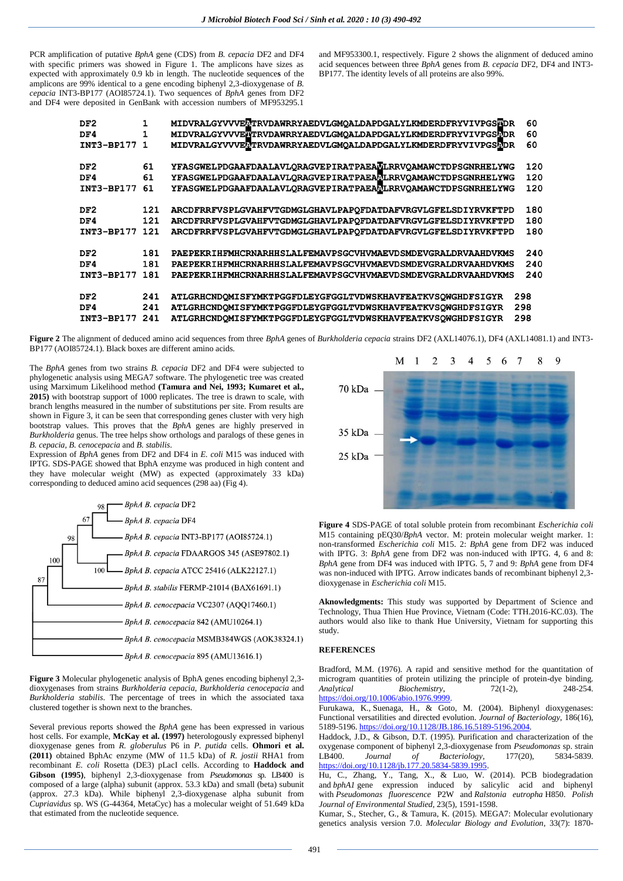PCR amplification of putative *BphA* gene (CDS) from *B. cepacia* DF2 and DF4 with specific primers was showed in Figure 1. The amplicons have sizes as expected with approximately 0.9 kb in length. The nucleotide sequences of the amplicons are 99% identical to a gene encoding biphenyl 2,3-dioxygenase of *B. cepacia* INT3-BP177 (AOI85724.1). Two sequences of *BphA* genes from DF2 and DF4 were deposited in GenBank with accession numbers of MF953295.1 and MF953300.1, respectively. Figure 2 shows the alignment of deduced amino acid sequences between three *BphA* genes from *B. cepacia* DF2, DF4 and INT3-BP177. The identity levels of all proteins are also 99%.

```
DF2         1   MIDVRALGYVVVEATRVDAWRRYAEDVLGMQALDAPDGALYLKMDERDFRYVIVPGSTDR   60
DF4         1   MIDVRALGYVVVETTRVDAWRRYAEDVLGMQALDAPDGALYLKMDERDFRYVIVPGSADR   60
INT3-BP177  1   MIDVRALGYVVVEATRVDAWRRYAEDVLGMQALDAPDGALYLKMDERDFRYVIVPGSADR   60

DF2         61  YFASGWELPDGAAFDAALAVLQRAGVEPIRATPAEAVLRRVQAMAWCTDPSGNRHELYWG  120
DF4         61  YFASGWELPDGAAFDAALAVLQRAGVEPIRATPAEAALRRVQAMAWCTDPSGNRHELYWG  120
INT3-BP177  61  YFASGWELPDGAAFDAALAVLQRAGVEPIRATPAEAALRRVQAMAWCTDPSGNRHELYWG  120

DF2         121 ARCDFRRFVSPLGVAHFVTGDMGLGHAVLPAPQFDATDAFVRGVLGFELSDIYRVKFTPD  180
DF4         121 ARCDFRRFVSPLGVAHFVTGDMGLGHAVLPAPQFDATDAFVRGVLGFELSDIYRVKFTPD  180
INT3-BP177  121 ARCDFRRFVSPLGVAHFVTGDMGLGHAVLPAPQFDATDAFVRGVLGFELSDIYRVKFTPD  180

DF2         181 PAEPEKRIHFMHCRNARHHSLALFEMAVPSGCVHVMAEVDSMDEVGRALDRVAAHDVKMS  240
DF4         181 PAEPEKRIHFMHCRNARHHSLALFEMAVPSGCVHVMAEVDSMDEVGRALDRVAAHDVKMS  240
INT3-BP177  181 PAEPEKRIHFMHCRNARHHSLALFEMAVPSGCVHVMAEVDSMDEVGRALDRVAAHDVKMS  240

DF2         241 ATLGRHCNDQMISFYMKTPGGFDLEYGFGGLTVDWSKHAVFEATKVSQWGHDFSIGYR  298
DF4         241 ATLGRHCNDQMISFYMKTPGGFDLEYGFGGLTVDWSKHAVFEATKVSQWGHDFSIGYR  298
INT3-BP177  241 ATLGRHCNDQMISFYMKTPGGFDLEYGFGGLTVDWSKHAVFEATKVSQWGHDFSIGYR  298
```

**Figure 2** The alignment of deduced amino acid sequences from three *BphA* genes of *Burkholderia cepacia* strains DF2 (AXL14076.1), DF4 (AXL14081.1) and INT3-BP177 (AOI85724.1). Black boxes are different amino acids.

The *BphA* genes from two strains *B. cepacia* DF2 and DF4 were subjected to phylogenetic analysis using MEGA7 software. The phylogenetic tree was created using Marximum Likelihood method **(Tamura and Nei, 1993; Kumaret et al., 2015)** with bootstrap support of 1000 replicates. The tree is drawn to scale, with branch lengths measured in the number of substitutions per site. From results are shown in Figure 3, it can be seen that corresponding genes cluster with very high bootstrap values. This proves that the *BphA* genes are highly preserved in *Burkholderia* genus. The tree helps show orthologs and paralogs of these genes in *B. cepacia*, *B. cenocepacia* and *B. stabilis*.

Expression of *BphA* genes from DF2 and DF4 in *E. coli* M15 was induced with IPTG. SDS-PAGE showed that BphA enzyme was produced in high content and they have molecular weight (MW) as expected (approximately 33 kDa) corresponding to deduced amino acid sequences (298 aa) (Fig 4).

**Figure 3** Molecular phylogenetic analysis of BphA genes encoding biphenyl 2,3-dioxygenases from strains *Burkholderia cepacia*, *Burkholderia cenocepacia* and *Burkholderia stabilis*. The percentage of trees in which the associated taxa clustered together is shown next to the branches.

Several previous reports showed the *BphA* gene has been expressed in various host cells. For example, **McKay et al. (1997)** heterologously expressed biphenyl dioxygenase genes from *R. globerulus* P6 in *P. putida* cells. **Ohmori et al. (2011)** obtained BphAc enzyme (MW of 11.5 kDa) of *R. jostii* RHA1 from recombinant *E. coli* Rosetta (DE3) pLacI cells. According to **Haddock and Gibson (1995)**, biphenyl 2,3-dioxygenase from *Pseudomonas* sp. LB400 is composed of a large (alpha) subunit (approx. 53.3 kDa) and small (beta) subunit (approx. 27.3 kDa). While biphenyl 2,3-dioxygenase alpha subunit from *Cupriavidus* sp. WS (G-44364, MetaCyc) has a molecular weight of 51.649 kDa that estimated from the nucleotide sequence.

**Figure 4** SDS-PAGE of total soluble protein from recombinant *Escherichia coli* M15 containing pEQ30/*BphA* vector. M: protein molecular weight marker. 1: non-transformed *Escherichia coli* M15. 2: *BphA* gene from DF2 was induced with IPTG. 3: *BphA* gene from DF2 was non-induced with IPTG. 4, 6 and 8: *BphA* gene from DF4 was induced with IPTG. 5, 7 and 9: *BphA* gene from DF4 was non-induced with IPTG. Arrow indicates bands of recombinant biphenyl 2,3-dioxygenase in *Escherichia coli* M15.

**Aknowledgments:** This study was supported by Department of Science and Technology, Thua Thien Hue Province, Vietnam (Code: TTH.2016-KC.03). The authors would also like to thank Hue University, Vietnam for supporting this study.

## REFERENCES

Bradford, M.M. (1976). A rapid and sensitive method for the quantitation of microgram quantities of protein utilizing the principle of protein-dye binding. *Analytical Biochemistry*, 72(1-2), 248-254. https://doi.org/10.1006/abio.1976.9999.

Furukawa, K., Suenaga, H., & Goto, M. (2004). Biphenyl dioxygenases: Functional versatilities and directed evolution. *Journal of Bacteriology*, 186(16), 5189-5196. https://doi.org/10.1128/JB.186.16.5189-5196.2004.

Haddock, J.D., & Gibson, D.T. (1995). Purification and characterization of the oxygenase component of biphenyl 2,3-dioxygenase from *Pseudomonas* sp. strain LB400. *Journal of Bacteriology*, 177(20), 5834-5839. https://doi.org/10.1128/jb.177.20.5834-5839.1995.

Hu, C., Zhang, Y., Tang, X., & Luo, W. (2014). PCB biodegradation and *bphAI* gene expression induced by salicylic acid and biphenyl with *Pseudomonas fluorescence* P2W and *Ralstonia eutropha* H850. *Polish Journal of Environmental Studied*, 23(5), 1591-1598.

Kumar, S., Stecher, G., & Tamura, K. (2015). MEGA7: Molecular evolutionary genetics analysis version 7.0. *Molecular Biology and Evolution*, 33(7): 1870-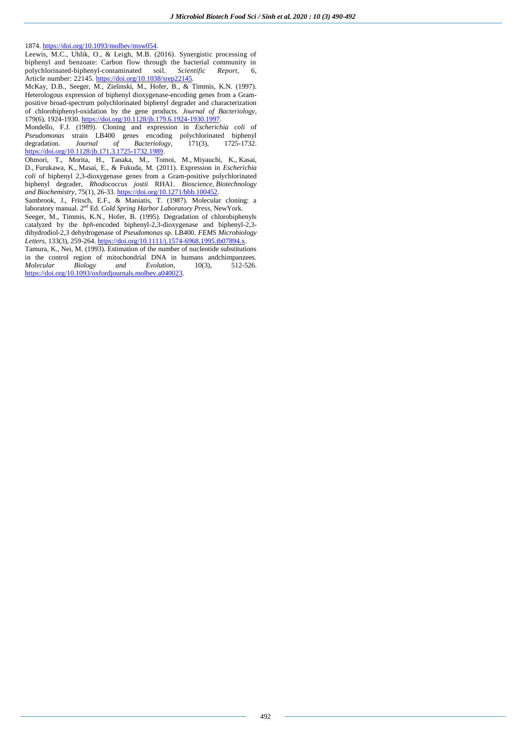1874. https://doi.org/10.1093/molbev/msw054.

Leewis, M.C., Uhlik, O., & Leigh, M.B. (2016). Synergistic processing of biphenyl and benzoate: Carbon flow through the bacterial community in polychlorinated-biphenyl-contaminated soil. *Scientific Report*, 6, Article number: 22145. https://doi.org/10.1038/srep22145.

McKay, D.B., Seeger, M., Zielinski, M., Hofer, B., & Timmis, K.N. (1997). Heterologous expression of biphenyl dioxygenase-encoding genes from a Gram-positive broad-spectrum polychlorinated biphenyl degrader and characterization of chlorobiphenyl-oxidation by the gene products. *Journal of Bacteriology*, 179(6), 1924-1930. https://doi.org/10.1128/jb.179.6.1924-1930.1997.

Mondello, F.J. (1989). Cloning and expression in *Escherichia coli* of *Pseudomonas* strain LB400 genes encoding polychlorinated biphenyl degradation. *Journal of Bacteriology*, 171(3), 1725-1732. https://doi.org/10.1128/jb.171.3.1725-1732.1989.

Ohmori, T., Morita, H., Tanaka, M., Tomoi, M., Miyauchi, K., Kasai, D., Furukawa, K., Masai, E., & Fukuda, M. (2011). Expression in *Escherichia coli* of biphenyl 2,3-dioxygenase genes from a Gram-positive polychlorinated biphenyl degrader, *Rhodococcus jostii* RHA1. *Bioscience, Biotechnology and Biochemistry*, 75(1), 26-33. https://doi.org/10.1271/bbb.100452.

Sambrook, J., Fritsch, E.F., & Maniatis, T. (1987). Molecular cloning: a laboratory manual. 2nd Ed. *Cold Spring Harbor Laboratory Press*, NewYork.

Seeger, M., Timmis, K.N., Hofer, B. (1995). Degradation of chlorobiphenyls catalyzed by the *bph*-encoded biphenyl-2,3-dioxygenase and biphenyl-2,3-dihydrodiol-2,3 dehydrogenase of *Pseudomonas* sp. LB400. *FEMS Microbiology Letters*, 133(3), 259-264. https://doi.org/10.1111/j.1574-6968.1995.tb07894.x.

Tamura, K., Nei, M. (1993). Estimation of the number of nucleotide substitutions in the control region of mitochondrial DNA in humans andchimpanzees. *Molecular Biology and Evolution*, 10(3), 512-526. https://doi.org/10.1093/oxfordjournals.molbev.a040023.